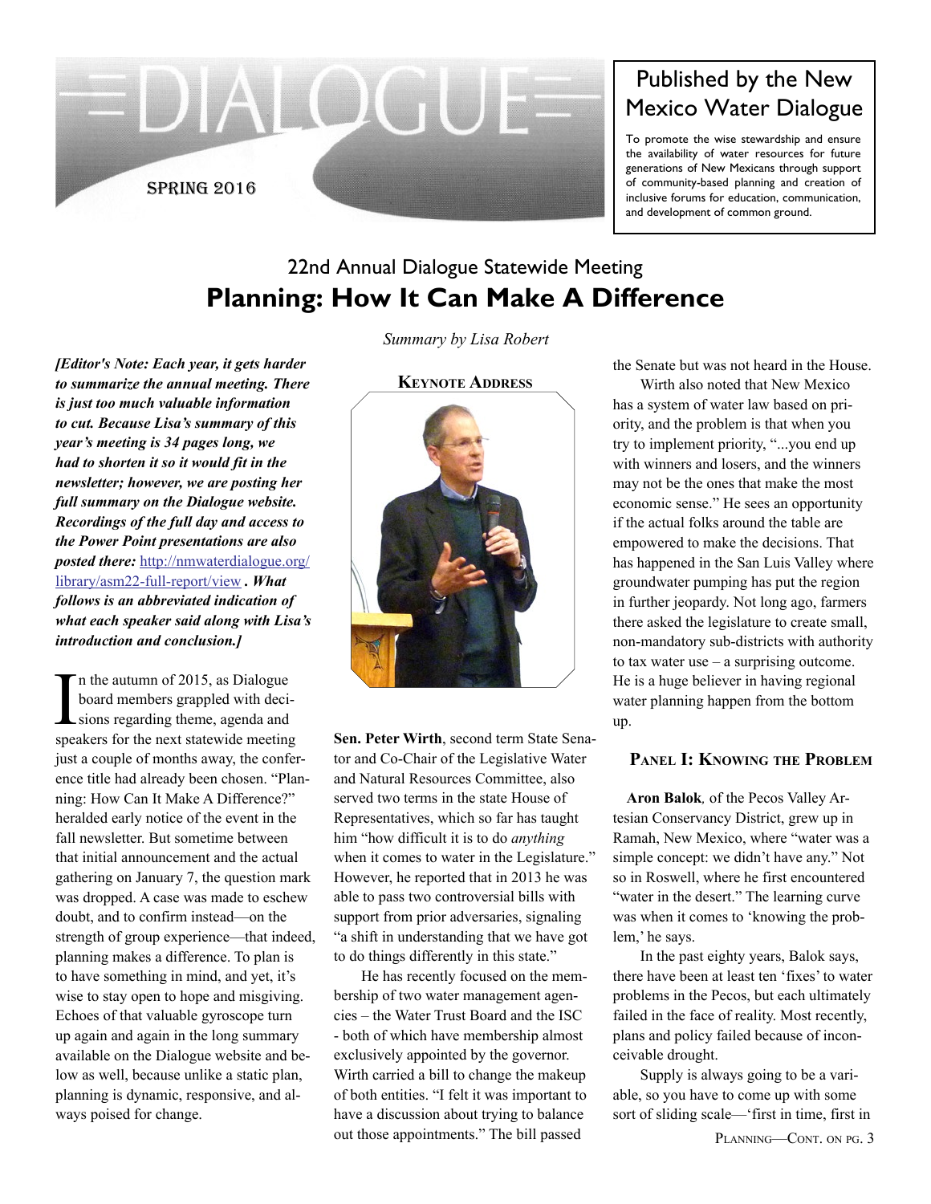# DIALOGUE

SPRING 2016

## Published by the New Mexico Water Dialogue

To promote the wise stewardship and ensure the availability of water resources for future generations of New Mexicans through support of community-based planning and creation of inclusive forums for education, communication, and development of common ground.

## 22nd Annual Dialogue Statewide Meeting

# Planning: How It Can Make A Difference

*Summary by Lisa Robert*

***[Editor's Note: Each year, it gets harder to summarize the annual meeting. There is just too much valuable information to cut. Because Lisa's summary of this year's meeting is 34 pages long, we had to shorten it so it would fit in the newsletter; however, we are posting her full summary on the Dialogue website. Recordings of the full day and access to the Power Point presentations are also posted there:*** http://nmwaterdialogue.org/library/asm22-full-report/view ***. What follows is an abbreviated indication of what each speaker said along with Lisa's introduction and conclusion.]***

In the autumn of 2015, as Dialogue board members grappled with decisions regarding theme, agenda and speakers for the next statewide meeting just a couple of months away, the conference title had already been chosen. "Planning: How Can It Make A Difference?" heralded early notice of the event in the fall newsletter. But sometime between that initial announcement and the actual gathering on January 7, the question mark was dropped. A case was made to eschew doubt, and to confirm instead—on the strength of group experience—that indeed, planning makes a difference. To plan is to have something in mind, and yet, it's wise to stay open to hope and misgiving. Echoes of that valuable gyroscope turn up again and again in the long summary available on the Dialogue website and below as well, because unlike a static plan, planning is dynamic, responsive, and always poised for change.

### Keynote Address

**Sen. Peter Wirth**, second term State Senator and Co-Chair of the Legislative Water and Natural Resources Committee, also served two terms in the state House of Representatives, which so far has taught him "how difficult it is to do *anything* when it comes to water in the Legislature." However, he reported that in 2013 he was able to pass two controversial bills with support from prior adversaries, signaling "a shift in understanding that we have got to do things differently in this state."

He has recently focused on the membership of two water management agencies – the Water Trust Board and the ISC - both of which have membership almost exclusively appointed by the governor. Wirth carried a bill to change the makeup of both entities. "I felt it was important to have a discussion about trying to balance out those appointments." The bill passed the Senate but was not heard in the House.

Wirth also noted that New Mexico has a system of water law based on priority, and the problem is that when you try to implement priority, "...you end up with winners and losers, and the winners may not be the ones that make the most economic sense." He sees an opportunity if the actual folks around the table are empowered to make the decisions. That has happened in the San Luis Valley where groundwater pumping has put the region in further jeopardy. Not long ago, farmers there asked the legislature to create small, non-mandatory sub-districts with authority to tax water use – a surprising outcome. He is a huge believer in having regional water planning happen from the bottom up.

### Panel I: Knowing the Problem

**Aron Balok***,* of the Pecos Valley Artesian Conservancy District, grew up in Ramah, New Mexico, where "water was a simple concept: we didn't have any." Not so in Roswell, where he first encountered "water in the desert." The learning curve was when it comes to 'knowing the problem,' he says.

In the past eighty years, Balok says, there have been at least ten 'fixes' to water problems in the Pecos, but each ultimately failed in the face of reality. Most recently, plans and policy failed because of inconceivable drought.

Supply is always going to be a variable, so you have to come up with some sort of sliding scale—'first in time, first in

PLANNING—CONT. ON PG. 3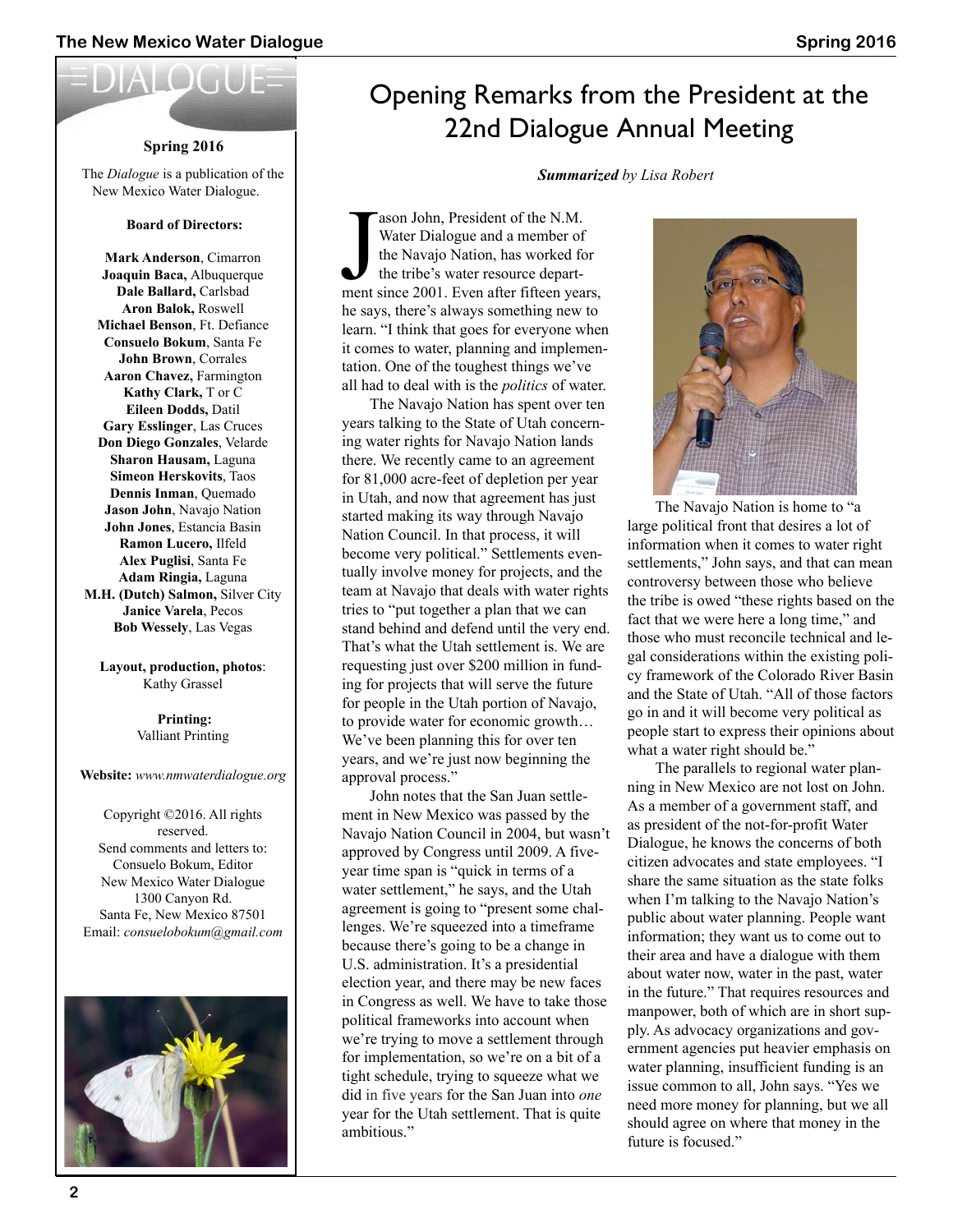DIALOGUE

**Spring 2016**

The *Dialogue* is a publication of the New Mexico Water Dialogue.

**Board of Directors:**

**Mark Anderson**, Cimarron
**Joaquin Baca,** Albuquerque
**Dale Ballard,** Carlsbad
**Aron Balok,** Roswell
**Michael Benson**, Ft. Defiance
**Consuelo Bokum**, Santa Fe
**John Brown**, Corrales
**Aaron Chavez,** Farmington
**Kathy Clark,** T or C
**Eileen Dodds,** Datil
**Gary Esslinger**, Las Cruces
**Don Diego Gonzales**, Velarde
**Sharon Hausam,** Laguna
**Simeon Herskovits**, Taos
**Dennis Inman**, Quemado
**Jason John**, Navajo Nation
**John Jones**, Estancia Basin
**Ramon Lucero,** Ilfeld
**Alex Puglisi**, Santa Fe
**Adam Ringia,** Laguna
**M.H. (Dutch) Salmon,** Silver City
**Janice Varela**, Pecos
**Bob Wessely**, Las Vegas

**Layout, production, photos**: Kathy Grassel

**Printing:** Valliant Printing

**Website:** *www.nmwaterdialogue.org*

Copyright ©2016. All rights reserved.
Send comments and letters to:
Consuelo Bokum, Editor
New Mexico Water Dialogue
1300 Canyon Rd.
Santa Fe, New Mexico 87501
Email: *consuelobokum@gmail.com*

# Opening Remarks from the President at the 22nd Dialogue Annual Meeting

***Summarized** by Lisa Robert*

Jason John, President of the N.M. Water Dialogue and a member of the Navajo Nation, has worked for the tribe's water resource department since 2001. Even after fifteen years, he says, there's always something new to learn. "I think that goes for everyone when it comes to water, planning and implementation. One of the toughest things we've all had to deal with is the *politics* of water.

The Navajo Nation has spent over ten years talking to the State of Utah concerning water rights for Navajo Nation lands there. We recently came to an agreement for 81,000 acre-feet of depletion per year in Utah, and now that agreement has just started making its way through Navajo Nation Council. In that process, it will become very political." Settlements eventually involve money for projects, and the team at Navajo that deals with water rights tries to "put together a plan that we can stand behind and defend until the very end. That's what the Utah settlement is. We are requesting just over $200 million in funding for projects that will serve the future for people in the Utah portion of Navajo, to provide water for economic growth… We've been planning this for over ten years, and we're just now beginning the approval process."

John notes that the San Juan settlement in New Mexico was passed by the Navajo Nation Council in 2004, but wasn't approved by Congress until 2009. A five-year time span is "quick in terms of a water settlement," he says, and the Utah agreement is going to "present some challenges. We're squeezed into a timeframe because there's going to be a change in U.S. administration. It's a presidential election year, and there may be new faces in Congress as well. We have to take those political frameworks into account when we're trying to move a settlement through for implementation, so we're on a bit of a tight schedule, trying to squeeze what we did in five years for the San Juan into *one* year for the Utah settlement. That is quite ambitious."

The Navajo Nation is home to "a large political front that desires a lot of information when it comes to water right settlements," John says, and that can mean controversy between those who believe the tribe is owed "these rights based on the fact that we were here a long time," and those who must reconcile technical and legal considerations within the existing policy framework of the Colorado River Basin and the State of Utah. "All of those factors go in and it will become very political as people start to express their opinions about what a water right should be."

The parallels to regional water planning in New Mexico are not lost on John. As a member of a government staff, and as president of the not-for-profit Water Dialogue, he knows the concerns of both citizen advocates and state employees. "I share the same situation as the state folks when I'm talking to the Navajo Nation's public about water planning. People want information; they want us to come out to their area and have a dialogue with them about water now, water in the past, water in the future." That requires resources and manpower, both of which are in short supply. As advocacy organizations and government agencies put heavier emphasis on water planning, insufficient funding is an issue common to all, John says. "Yes we need more money for planning, but we all should agree on where that money in the future is focused."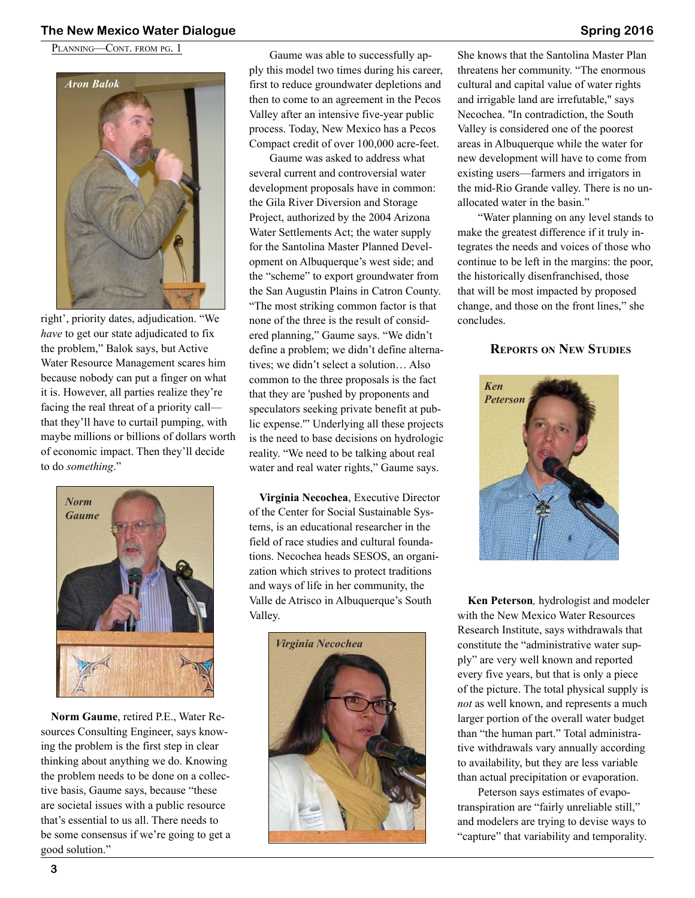Planning—Cont. from pg. 1

Aron Balok

right', priority dates, adjudication. "We *have* to get our state adjudicated to fix the problem," Balok says, but Active Water Resource Management scares him because nobody can put a finger on what it is. However, all parties realize they're facing the real threat of a priority call—that they'll have to curtail pumping, with maybe millions or billions of dollars worth of economic impact. Then they'll decide to do *something*."

Norm Gaume

**Norm Gaume**, retired P.E., Water Resources Consulting Engineer, says knowing the problem is the first step in clear thinking about anything we do. Knowing the problem needs to be done on a collective basis, Gaume says, because "these are societal issues with a public resource that's essential to us all. There needs to be some consensus if we're going to get a good solution."

Gaume was able to successfully apply this model two times during his career, first to reduce groundwater depletions and then to come to an agreement in the Pecos Valley after an intensive five-year public process. Today, New Mexico has a Pecos Compact credit of over 100,000 acre-feet.

Gaume was asked to address what several current and controversial water development proposals have in common: the Gila River Diversion and Storage Project, authorized by the 2004 Arizona Water Settlements Act; the water supply for the Santolina Master Planned Development on Albuquerque's west side; and the "scheme" to export groundwater from the San Augustin Plains in Catron County. "The most striking common factor is that none of the three is the result of considered planning," Gaume says. "We didn't define a problem; we didn't define alternatives; we didn't select a solution… Also common to the three proposals is the fact that they are 'pushed by proponents and speculators seeking private benefit at public expense.'" Underlying all these projects is the need to base decisions on hydrologic reality. "We need to be talking about real water and real water rights," Gaume says.

**Virginia Necochea**, Executive Director of the Center for Social Sustainable Systems, is an educational researcher in the field of race studies and cultural foundations. Necochea heads SESOS, an organization which strives to protect traditions and ways of life in her community, the Valle de Atrisco in Albuquerque's South Valley.

Virginia Necochea

She knows that the Santolina Master Plan threatens her community. "The enormous cultural and capital value of water rights and irrigable land are irrefutable," says Necochea. "In contradiction, the South Valley is considered one of the poorest areas in Albuquerque while the water for new development will have to come from existing users—farmers and irrigators in the mid-Rio Grande valley. There is no unallocated water in the basin."

"Water planning on any level stands to make the greatest difference if it truly integrates the needs and voices of those who continue to be left in the margins: the poor, the historically disenfranchised, those that will be most impacted by proposed change, and those on the front lines," she concludes.

## Reports on New Studies

Ken Peterson

**Ken Peterson**, hydrologist and modeler with the New Mexico Water Resources Research Institute, says withdrawals that constitute the "administrative water supply" are very well known and reported every five years, but that is only a piece of the picture. The total physical supply is *not* as well known, and represents a much larger portion of the overall water budget than "the human part." Total administrative withdrawals vary annually according to availability, but they are less variable than actual precipitation or evaporation.

Peterson says estimates of evapotranspiration are "fairly unreliable still," and modelers are trying to devise ways to "capture" that variability and temporality.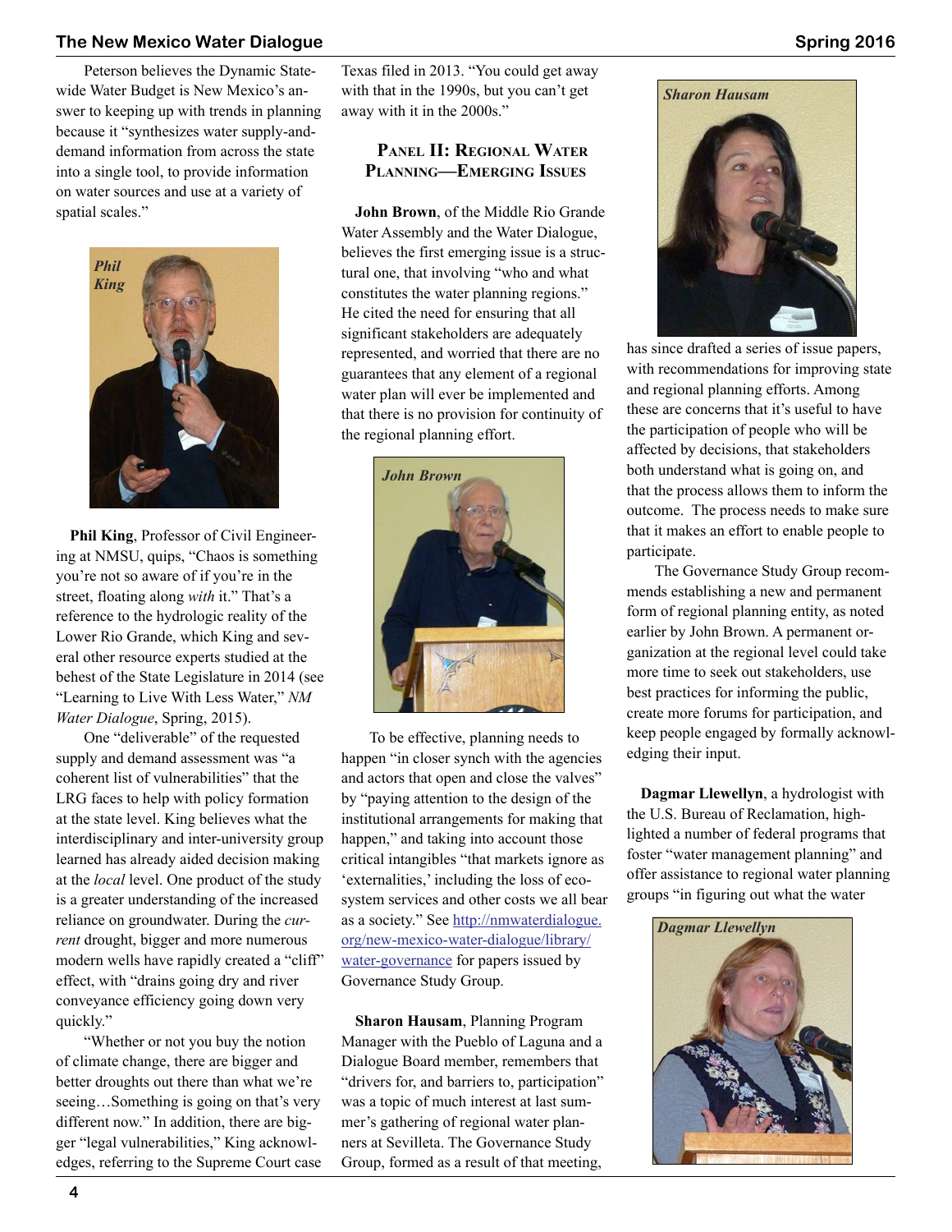Peterson believes the Dynamic Statewide Water Budget is New Mexico's answer to keeping up with trends in planning because it "synthesizes water supply-and-demand information from across the state into a single tool, to provide information on water sources and use at a variety of spatial scales."

*Phil King*

**Phil King**, Professor of Civil Engineering at NMSU, quips, "Chaos is something you're not so aware of if you're in the street, floating along *with* it." That's a reference to the hydrologic reality of the Lower Rio Grande, which King and several other resource experts studied at the behest of the State Legislature in 2014 (see "Learning to Live With Less Water," *NM Water Dialogue*, Spring, 2015).

One "deliverable" of the requested supply and demand assessment was "a coherent list of vulnerabilities" that the LRG faces to help with policy formation at the state level. King believes what the interdisciplinary and inter-university group learned has already aided decision making at the *local* level. One product of the study is a greater understanding of the increased reliance on groundwater. During the *current* drought, bigger and more numerous modern wells have rapidly created a "cliff" effect, with "drains going dry and river conveyance efficiency going down very quickly."

"Whether or not you buy the notion of climate change, there are bigger and better droughts out there than what we're seeing…Something is going on that's very different now." In addition, there are bigger "legal vulnerabilities," King acknowledges, referring to the Supreme Court case Texas filed in 2013. "You could get away with that in the 1990s, but you can't get away with it in the 2000s."

## Panel II: Regional Water Planning—Emerging Issues

**John Brown**, of the Middle Rio Grande Water Assembly and the Water Dialogue, believes the first emerging issue is a structural one, that involving "who and what constitutes the water planning regions." He cited the need for ensuring that all significant stakeholders are adequately represented, and worried that there are no guarantees that any element of a regional water plan will ever be implemented and that there is no provision for continuity of the regional planning effort.

*John Brown*

To be effective, planning needs to happen "in closer synch with the agencies and actors that open and close the valves" by "paying attention to the design of the institutional arrangements for making that happen," and taking into account those critical intangibles "that markets ignore as 'externalities,' including the loss of ecosystem services and other costs we all bear as a society." See http://nmwaterdialogue.org/new-mexico-water-dialogue/library/water-governance for papers issued by Governance Study Group.

**Sharon Hausam**, Planning Program Manager with the Pueblo of Laguna and a Dialogue Board member, remembers that "drivers for, and barriers to, participation" was a topic of much interest at last summer's gathering of regional water planners at Sevilleta. The Governance Study Group, formed as a result of that meeting, has since drafted a series of issue papers, with recommendations for improving state and regional planning efforts. Among these are concerns that it's useful to have the participation of people who will be affected by decisions, that stakeholders both understand what is going on, and that the process allows them to inform the outcome. The process needs to make sure that it makes an effort to enable people to participate.

*Sharon Hausam*

The Governance Study Group recommends establishing a new and permanent form of regional planning entity, as noted earlier by John Brown. A permanent organization at the regional level could take more time to seek out stakeholders, use best practices for informing the public, create more forums for participation, and keep people engaged by formally acknowledging their input.

**Dagmar Llewellyn**, a hydrologist with the U.S. Bureau of Reclamation, highlighted a number of federal programs that foster "water management planning" and offer assistance to regional water planning groups "in figuring out what the water

*Dagmar Llewellyn*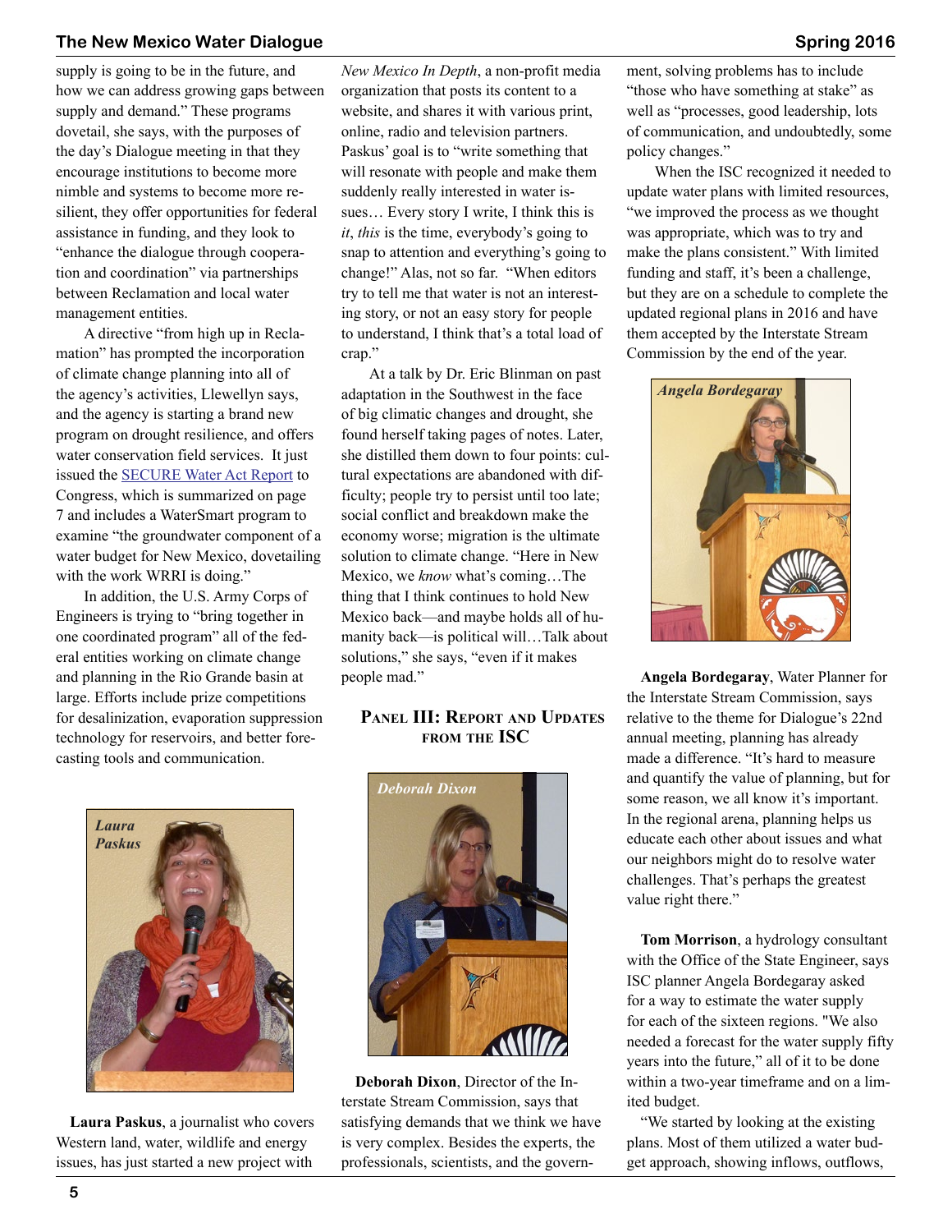supply is going to be in the future, and how we can address growing gaps between supply and demand." These programs dovetail, she says, with the purposes of the day's Dialogue meeting in that they encourage institutions to become more nimble and systems to become more resilient, they offer opportunities for federal assistance in funding, and they look to "enhance the dialogue through cooperation and coordination" via partnerships between Reclamation and local water management entities.

A directive "from high up in Reclamation" has prompted the incorporation of climate change planning into all of the agency's activities, Llewellyn says, and the agency is starting a brand new program on drought resilience, and offers water conservation field services. It just issued the SECURE Water Act Report to Congress, which is summarized on page 7 and includes a WaterSmart program to examine "the groundwater component of a water budget for New Mexico, dovetailing with the work WRRI is doing."

In addition, the U.S. Army Corps of Engineers is trying to "bring together in one coordinated program" all of the federal entities working on climate change and planning in the Rio Grande basin at large. Efforts include prize competitions for desalinization, evaporation suppression technology for reservoirs, and better forecasting tools and communication.

*Laura Paskus*

**Laura Paskus**, a journalist who covers Western land, water, wildlife and energy issues, has just started a new project with *New Mexico In Depth*, a non-profit media organization that posts its content to a website, and shares it with various print, online, radio and television partners. Paskus' goal is to "write something that will resonate with people and make them suddenly really interested in water issues… Every story I write, I think this is *it*, *this* is the time, everybody's going to snap to attention and everything's going to change!" Alas, not so far. "When editors try to tell me that water is not an interesting story, or not an easy story for people to understand, I think that's a total load of crap."

At a talk by Dr. Eric Blinman on past adaptation in the Southwest in the face of big climatic changes and drought, she found herself taking pages of notes. Later, she distilled them down to four points: cultural expectations are abandoned with difficulty; people try to persist until too late; social conflict and breakdown make the economy worse; migration is the ultimate solution to climate change. "Here in New Mexico, we *know* what's coming…The thing that I think continues to hold New Mexico back—and maybe holds all of humanity back—is political will…Talk about solutions," she says, "even if it makes people mad."

## Panel III: Report and Updates from the ISC

*Deborah Dixon*

**Deborah Dixon**, Director of the Interstate Stream Commission, says that satisfying demands that we think we have is very complex. Besides the experts, the professionals, scientists, and the government, solving problems has to include "those who have something at stake" as well as "processes, good leadership, lots of communication, and undoubtedly, some policy changes."

When the ISC recognized it needed to update water plans with limited resources, "we improved the process as we thought was appropriate, which was to try and make the plans consistent." With limited funding and staff, it's been a challenge, but they are on a schedule to complete the updated regional plans in 2016 and have them accepted by the Interstate Stream Commission by the end of the year.

*Angela Bordegaray*

**Angela Bordegaray**, Water Planner for the Interstate Stream Commission, says relative to the theme for Dialogue's 22nd annual meeting, planning has already made a difference. "It's hard to measure and quantify the value of planning, but for some reason, we all know it's important. In the regional arena, planning helps us educate each other about issues and what our neighbors might do to resolve water challenges. That's perhaps the greatest value right there."

**Tom Morrison**, a hydrology consultant with the Office of the State Engineer, says ISC planner Angela Bordegaray asked for a way to estimate the water supply for each of the sixteen regions. "We also needed a forecast for the water supply fifty years into the future," all of it to be done within a two-year timeframe and on a limited budget.

"We started by looking at the existing plans. Most of them utilized a water budget approach, showing inflows, outflows,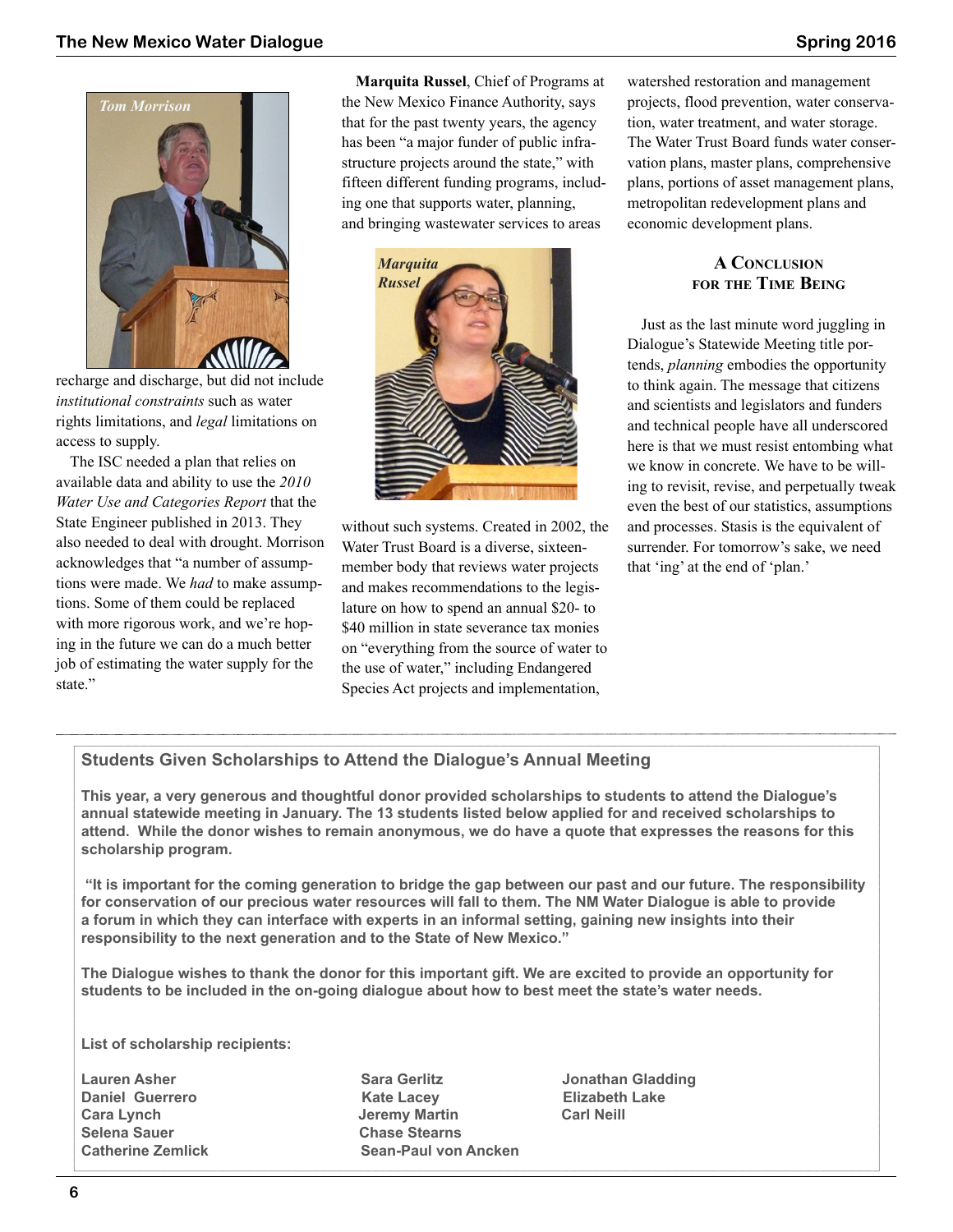Tom Morrison

recharge and discharge, but did not include *institutional constraints* such as water rights limitations, and *legal* limitations on access to supply.

The ISC needed a plan that relies on available data and ability to use the *2010 Water Use and Categories Report* that the State Engineer published in 2013. They also needed to deal with drought. Morrison acknowledges that "a number of assumptions were made. We *had* to make assumptions. Some of them could be replaced with more rigorous work, and we're hoping in the future we can do a much better job of estimating the water supply for the state."

**Marquita Russel**, Chief of Programs at the New Mexico Finance Authority, says that for the past twenty years, the agency has been "a major funder of public infrastructure projects around the state," with fifteen different funding programs, including one that supports water, planning, and bringing wastewater services to areas without such systems. Created in 2002, the Water Trust Board is a diverse, sixteen-member body that reviews water projects and makes recommendations to the legislature on how to spend an annual $20- to $40 million in state severance tax monies on "everything from the source of water to the use of water," including Endangered Species Act projects and implementation, watershed restoration and management projects, flood prevention, water conservation, water treatment, and water storage. The Water Trust Board funds water conservation plans, master plans, comprehensive plans, portions of asset management plans, metropolitan redevelopment plans and economic development plans.

Marquita Russel

## A Conclusion for the Time Being

Just as the last minute word juggling in Dialogue's Statewide Meeting title portends, *planning* embodies the opportunity to think again. The message that citizens and scientists and legislators and funders and technical people have all underscored here is that we must resist entombing what we know in concrete. We have to be willing to revisit, revise, and perpetually tweak even the best of our statistics, assumptions and processes. Stasis is the equivalent of surrender. For tomorrow's sake, we need that 'ing' at the end of 'plan.'

---

## Students Given Scholarships to Attend the Dialogue's Annual Meeting

**This year, a very generous and thoughtful donor provided scholarships to students to attend the Dialogue's annual statewide meeting in January. The 13 students listed below applied for and received scholarships to attend. While the donor wishes to remain anonymous, we do have a quote that expresses the reasons for this scholarship program.**

**"It is important for the coming generation to bridge the gap between our past and our future. The responsibility for conservation of our precious water resources will fall to them. The NM Water Dialogue is able to provide a forum in which they can interface with experts in an informal setting, gaining new insights into their responsibility to the next generation and to the State of New Mexico."**

**The Dialogue wishes to thank the donor for this important gift. We are excited to provide an opportunity for students to be included in the on-going dialogue about how to best meet the state's water needs.**

**List of scholarship recipients:**

**Lauren Asher**
**Daniel Guerrero**
**Cara Lynch**
**Selena Sauer**
**Catherine Zemlick**
**Sara Gerlitz**
**Kate Lacey**
**Jeremy Martin**
**Chase Stearns**
**Sean-Paul von Ancken**
**Jonathan Gladding**
**Elizabeth Lake**
**Carl Neill**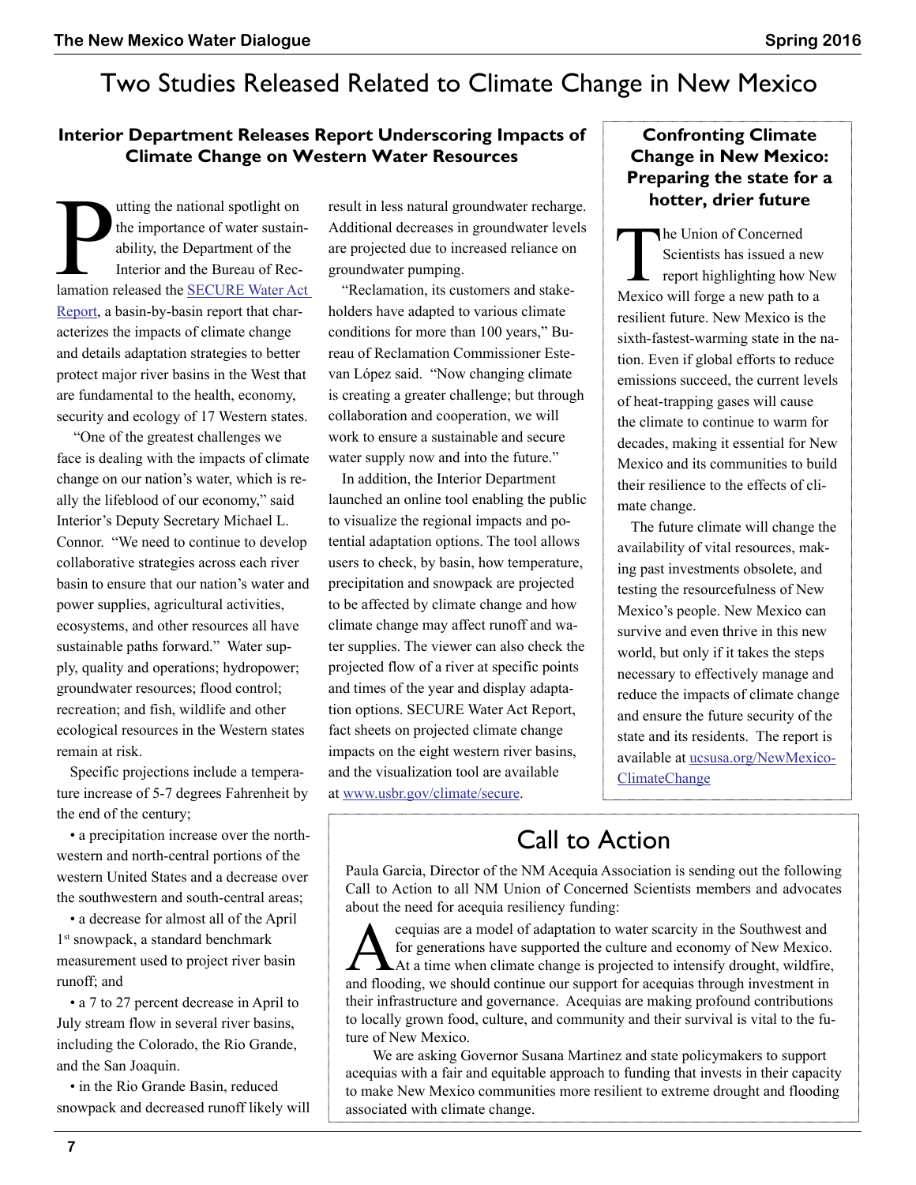# Two Studies Released Related to Climate Change in New Mexico

## Interior Department Releases Report Underscoring Impacts of Climate Change on Western Water Resources

Putting the national spotlight on the importance of water sustainability, the Department of the Interior and the Bureau of Reclamation released the [SECURE Water Act Report](www.usbr.gov/climate/secure), a basin-by-basin report that characterizes the impacts of climate change and details adaptation strategies to better protect major river basins in the West that are fundamental to the health, economy, security and ecology of 17 Western states.

"One of the greatest challenges we face is dealing with the impacts of climate change on our nation's water, which is really the lifeblood of our economy," said Interior's Deputy Secretary Michael L. Connor. "We need to continue to develop collaborative strategies across each river basin to ensure that our nation's water and power supplies, agricultural activities, ecosystems, and other resources all have sustainable paths forward." Water supply, quality and operations; hydropower; groundwater resources; flood control; recreation; and fish, wildlife and other ecological resources in the Western states remain at risk.

Specific projections include a temperature increase of 5-7 degrees Fahrenheit by the end of the century;

- a precipitation increase over the northwestern and north-central portions of the western United States and a decrease over the southwestern and south-central areas;
- a decrease for almost all of the April 1st snowpack, a standard benchmark measurement used to project river basin runoff; and
- a 7 to 27 percent decrease in April to July stream flow in several river basins, including the Colorado, the Rio Grande, and the San Joaquin.
- in the Rio Grande Basin, reduced snowpack and decreased runoff likely will result in less natural groundwater recharge. Additional decreases in groundwater levels are projected due to increased reliance on groundwater pumping.

"Reclamation, its customers and stakeholders have adapted to various climate conditions for more than 100 years," Bureau of Reclamation Commissioner Estevan López said. "Now changing climate is creating a greater challenge; but through collaboration and cooperation, we will work to ensure a sustainable and secure water supply now and into the future."

In addition, the Interior Department launched an online tool enabling the public to visualize the regional impacts and potential adaptation options. The tool allows users to check, by basin, how temperature, precipitation and snowpack are projected to be affected by climate change and how climate change may affect runoff and water supplies. The viewer can also check the projected flow of a river at specific points and times of the year and display adaptation options. SECURE Water Act Report, fact sheets on projected climate change impacts on the eight western river basins, and the visualization tool are available at [www.usbr.gov/climate/secure](www.usbr.gov/climate/secure).

## Confronting Climate Change in New Mexico: Preparing the state for a hotter, drier future

The Union of Concerned Scientists has issued a new report highlighting how New Mexico will forge a new path to a resilient future. New Mexico is the sixth-fastest-warming state in the nation. Even if global efforts to reduce emissions succeed, the current levels of heat-trapping gases will cause the climate to continue to warm for decades, making it essential for New Mexico and its communities to build their resilience to the effects of climate change.

The future climate will change the availability of vital resources, making past investments obsolete, and testing the resourcefulness of New Mexico's people. New Mexico can survive and even thrive in this new world, but only if it takes the steps necessary to effectively manage and reduce the impacts of climate change and ensure the future security of the state and its residents. The report is available at [ucsusa.org/NewMexicoClimateChange](ucsusa.org/NewMexicoClimateChange)

## Call to Action

Paula Garcia, Director of the NM Acequia Association is sending out the following Call to Action to all NM Union of Concerned Scientists members and advocates about the need for acequia resiliency funding:

Acequias are a model of adaptation to water scarcity in the Southwest and for generations have supported the culture and economy of New Mexico. At a time when climate change is projected to intensify drought, wildfire, and flooding, we should continue our support for acequias through investment in their infrastructure and governance. Acequias are making profound contributions to locally grown food, culture, and community and their survival is vital to the future of New Mexico.

We are asking Governor Susana Martinez and state policymakers to support acequias with a fair and equitable approach to funding that invests in their capacity to make New Mexico communities more resilient to extreme drought and flooding associated with climate change.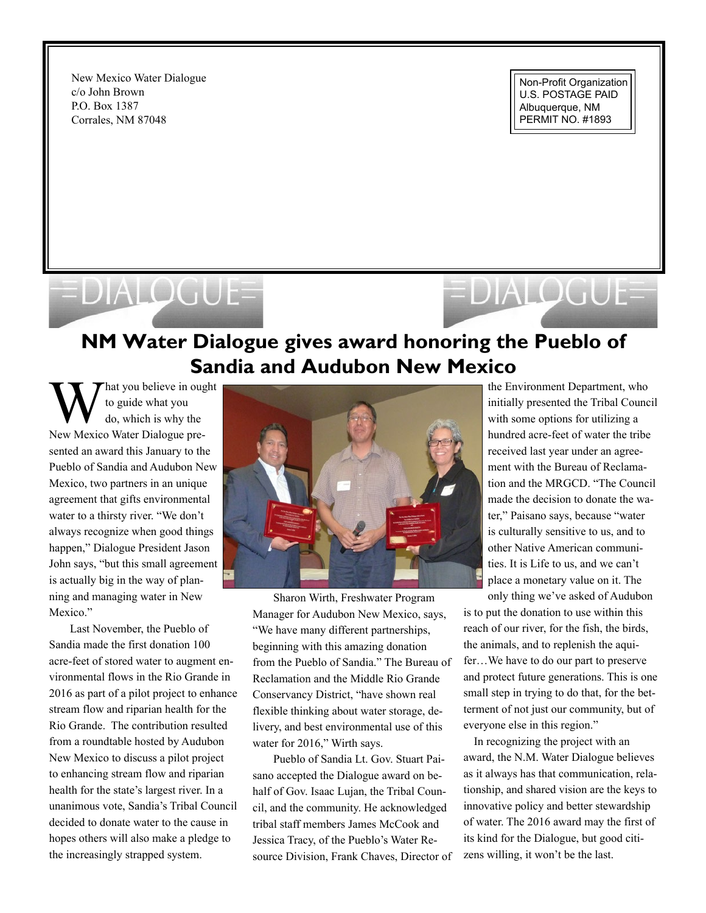New Mexico Water Dialogue
c/o John Brown
P.O. Box 1387
Corrales, NM 87048

Non-Profit Organization
U.S. POSTAGE PAID
Albuquerque, NM
PERMIT NO. #1893

# NM Water Dialogue gives award honoring the Pueblo of Sandia and Audubon New Mexico

What you believe in ought to guide what you do, which is why the New Mexico Water Dialogue presented an award this January to the Pueblo of Sandia and Audubon New Mexico, two partners in an unique agreement that gifts environmental water to a thirsty river. "We don't always recognize when good things happen," Dialogue President Jason John says, "but this small agreement is actually big in the way of planning and managing water in New Mexico."

Last November, the Pueblo of Sandia made the first donation 100 acre-feet of stored water to augment environmental flows in the Rio Grande in 2016 as part of a pilot project to enhance stream flow and riparian health for the Rio Grande. The contribution resulted from a roundtable hosted by Audubon New Mexico to discuss a pilot project to enhancing stream flow and riparian health for the state's largest river. In a unanimous vote, Sandia's Tribal Council decided to donate water to the cause in hopes others will also make a pledge to the increasingly strapped system.

Sharon Wirth, Freshwater Program Manager for Audubon New Mexico, says, "We have many different partnerships, beginning with this amazing donation from the Pueblo of Sandia." The Bureau of Reclamation and the Middle Rio Grande Conservancy District, "have shown real flexible thinking about water storage, delivery, and best environmental use of this water for 2016," Wirth says.

Pueblo of Sandia Lt. Gov. Stuart Paisano accepted the Dialogue award on behalf of Gov. Isaac Lujan, the Tribal Council, and the community. He acknowledged tribal staff members James McCook and Jessica Tracy, of the Pueblo's Water Resource Division, Frank Chaves, Director of the Environment Department, who initially presented the Tribal Council with some options for utilizing a hundred acre-feet of water the tribe received last year under an agreement with the Bureau of Reclamation and the MRGCD. "The Council made the decision to donate the water," Paisano says, because "water is culturally sensitive to us, and to other Native American communities. It is Life to us, and we can't place a monetary value on it. The only thing we've asked of Audubon is to put the donation to use within this reach of our river, for the fish, the birds, the animals, and to replenish the aquifer…We have to do our part to preserve and protect future generations. This is one small step in trying to do that, for the betterment of not just our community, but of everyone else in this region."

In recognizing the project with an award, the N.M. Water Dialogue believes as it always has that communication, relationship, and shared vision are the keys to innovative policy and better stewardship of water. The 2016 award may the first of its kind for the Dialogue, but good citizens willing, it won't be the last.